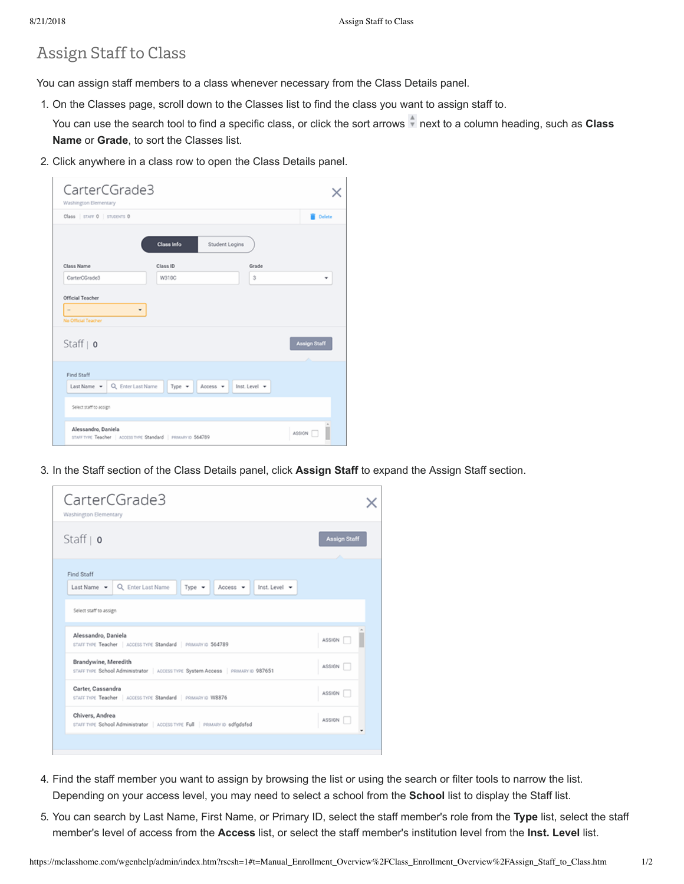# Assign Staff to Class

You can assign staff members to a class whenever necessary from the Class Details panel.

1. On the Classes page, scroll down to the Classes list to find the class you want to assign staff to.

   You can use the search tool to find a specific class, or click the sort arrows next to a column heading, such as **Class Name** or **Grade**, to sort the Classes list.

2. Click anywhere in a class row to open the Class Details panel.

3. In the Staff section of the Class Details panel, click **Assign Staff** to expand the Assign Staff section.

4. Find the staff member you want to assign by browsing the list or using the search or filter tools to narrow the list. Depending on your access level, you may need to select a school from the **School** list to display the Staff list.

5. You can search by Last Name, First Name, or Primary ID, select the staff member's role from the **Type** list, select the staff member's level of access from the **Access** list, or select the staff member's institution level from the **Inst. Level** list.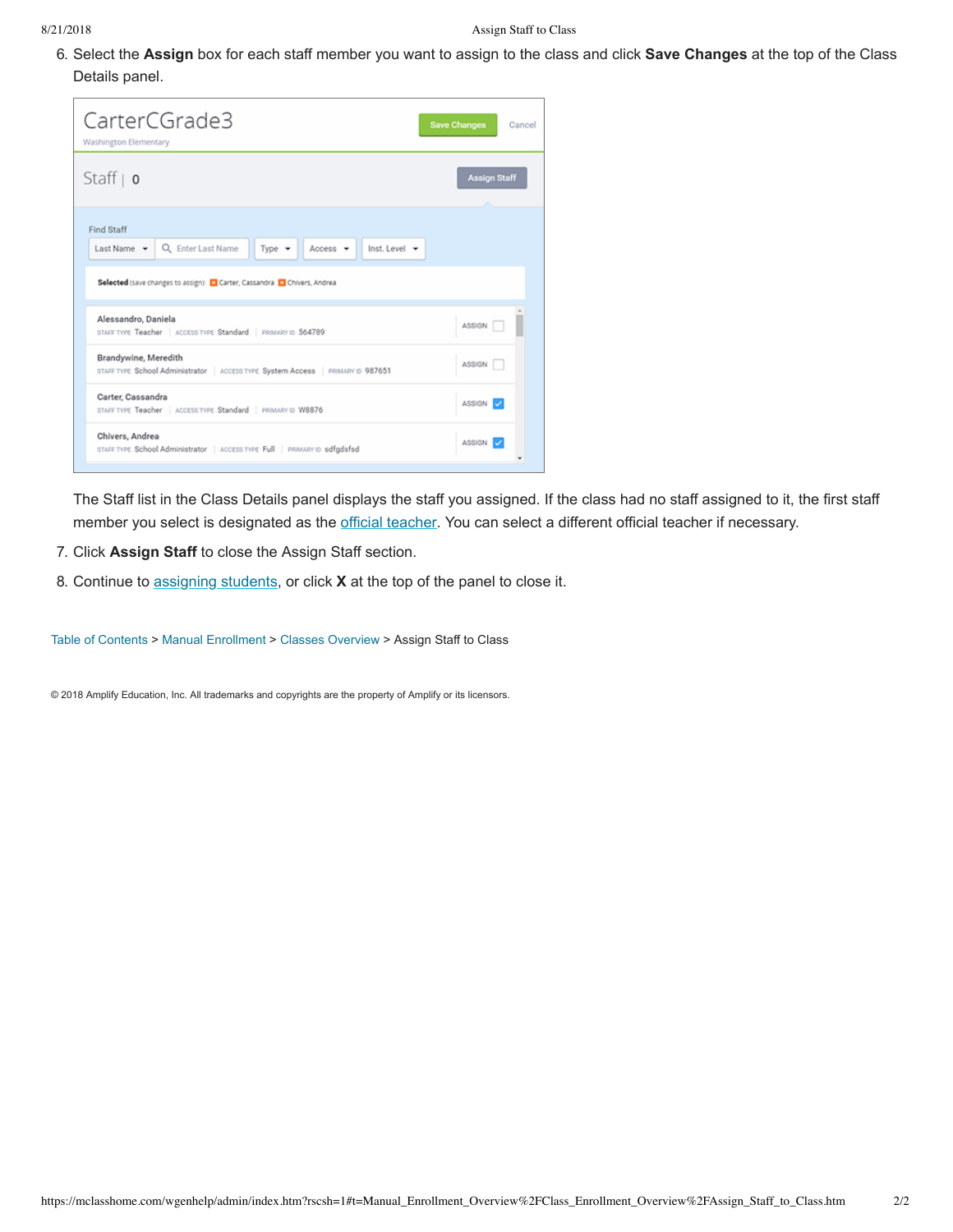6. Select the **Assign** box for each staff member you want to assign to the class and click **Save Changes** at the top of the Class Details panel.

   The Staff list in the Class Details panel displays the staff you assigned. If the class had no staff assigned to it, the first staff member you select is designated as the official teacher. You can select a different official teacher if necessary.

7. Click **Assign Staff** to close the Assign Staff section.
8. Continue to assigning students, or click **X** at the top of the panel to close it.

Table of Contents > Manual Enrollment > Classes Overview > Assign Staff to Class

© 2018 Amplify Education, Inc. All trademarks and copyrights are the property of Amplify or its licensors.